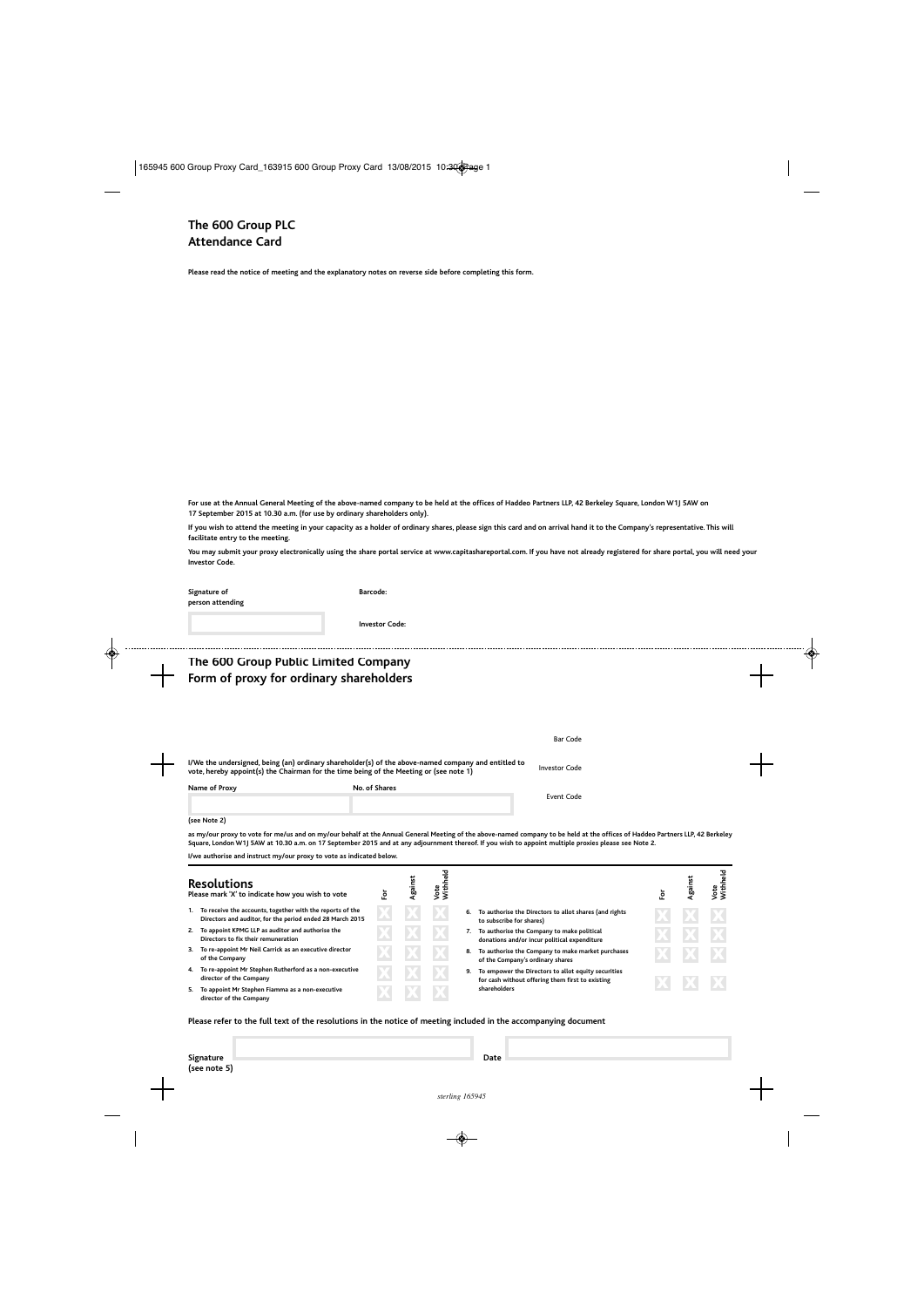# The 600 Group PLC
## Attendance Card

**Please read the notice of meeting and the explanatory notes on reverse side before completing this form.**

**For use at the Annual General Meeting of the above-named company to be held at the offices of Haddeo Partners LLP, 42 Berkeley Square, London W1J 5AW on 17 September 2015 at 10.30 a.m. (for use by ordinary shareholders only).**

**If you wish to attend the meeting in your capacity as a holder of ordinary shares, please sign this card and on arrival hand it to the Company's representative. This will facilitate entry to the meeting.**

**You may submit your proxy electronically using the share portal service at www.capitashareportal.com. If you have not already registered for share portal, you will need your Investor Code.**

**Signature of person attending**

**Barcode:**

**Investor Code:**

# The 600 Group Public Limited Company
## Form of proxy for ordinary shareholders

Bar Code

Investor Code

Event Code

**I/We the undersigned, being (an) ordinary shareholder(s) of the above-named company and entitled to vote, hereby appoint(s) the Chairman for the time being of the Meeting or (see note 1)**

**Name of Proxy** | **No. of Shares**

**(see Note 2)**

**as my/our proxy to vote for me/us and on my/our behalf at the Annual General Meeting of the above-named company to be held at the offices of Haddeo Partners LLP, 42 Berkeley Square, London W1J 5AW at 10.30 a.m. on 17 September 2015 and at any adjournment thereof. If you wish to appoint multiple proxies please see Note 2.**

**I/we authorise and instruct my/our proxy to vote as indicated below.**

## Resolutions
**Please mark 'X' to indicate how you wish to vote**

| Resolution | For | Against | Vote Withheld |
|---|---|---|---|
| 1. To receive the accounts, together with the reports of the Directors and auditor, for the period ended 28 March 2015 | | | |
| 2. To appoint KPMG LLP as auditor and authorise the Directors to fix their remuneration | | | |
| 3. To re-appoint Mr Neil Carrick as an executive director of the Company | | | |
| 4. To re-appoint Mr Stephen Rutherford as a non-executive director of the Company | | | |
| 5. To appoint Mr Stephen Fiamma as a non-executive director of the Company | | | |
| 6. To authorise the Directors to allot shares (and rights to subscribe for shares) | | | |
| 7. To authorise the Company to make political donations and/or incur political expenditure | | | |
| 8. To authorise the Company to make market purchases of the Company's ordinary shares | | | |
| 9. To empower the Directors to allot equity securities for cash without offering them first to existing shareholders | | | |

**Please refer to the full text of the resolutions in the notice of meeting included in the accompanying document**

**Signature (see note 5)** | **Date**

*sterling 165945*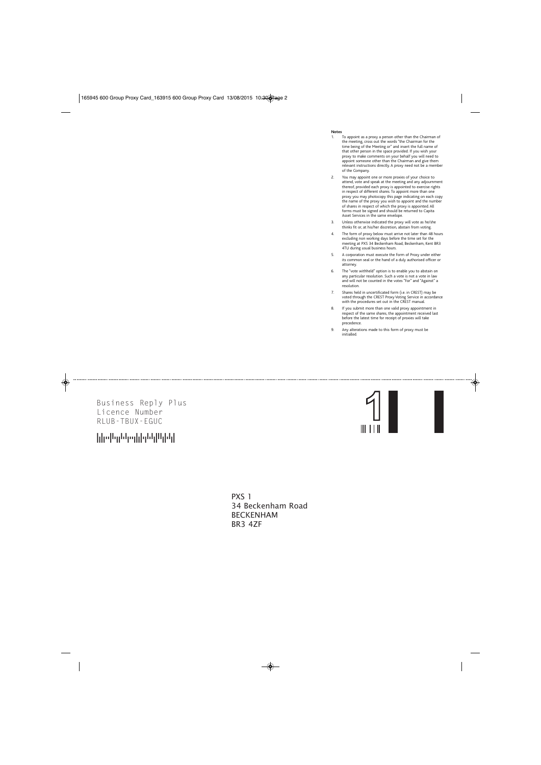**Notes**

1. To appoint as a proxy a person other than the Chairman of the meeting, cross out the words "the Chairman for the time being of the Meeting or" and insert the full name of that other person in the space provided. If you wish your proxy to make comments on your behalf you will need to appoint someone other than the Chairman and give them relevant instructions directly. A proxy need not be a member of the Company.
2. You may appoint one or more proxies of your choice to attend, vote and speak at the meeting and any adjournment thereof, provided each proxy is appointed to exercise rights in respect of different shares. To appoint more than one proxy you may photocopy this page indicating on each copy the name of the proxy you wish to appoint and the number of shares in respect of which the proxy is appointed. All forms must be signed and should be returned to Capita Asset Services in the same envelope.
3. Unless otherwise indicated the proxy will vote as he/she thinks fit or, at his/her discretion, abstain from voting.
4. The form of proxy below must arrive not later than 48 hours excluding non working days before the time set for the meeting at PXS 34 Beckenham Road, Beckenham, Kent BR3 4TU during usual business hours.
5. A corporation must execute the Form of Proxy under either its common seal or the hand of a duly authorised officer or attorney.
6. The "vote withheld" option is to enable you to abstain on any particular resolution. Such a vote is not a vote in law and will not be counted in the votes "For" and "Against" a resolution.
7. Shares held in uncertificated form (i.e. in CREST) may be voted through the CREST Proxy Voting Service in accordance with the procedures set out in the CREST manual.
8. If you submit more than one valid proxy appointment in respect of the same shares, the appointment received last before the latest time for receipt of proxies will take precedence.
9. Any alterations made to this form of proxy must be initialled.

Business Reply Plus
Licence Number
RLUB-TBUX-EGUC

1

PXS 1
34 Beckenham Road
BECKENHAM
BR3 4ZF